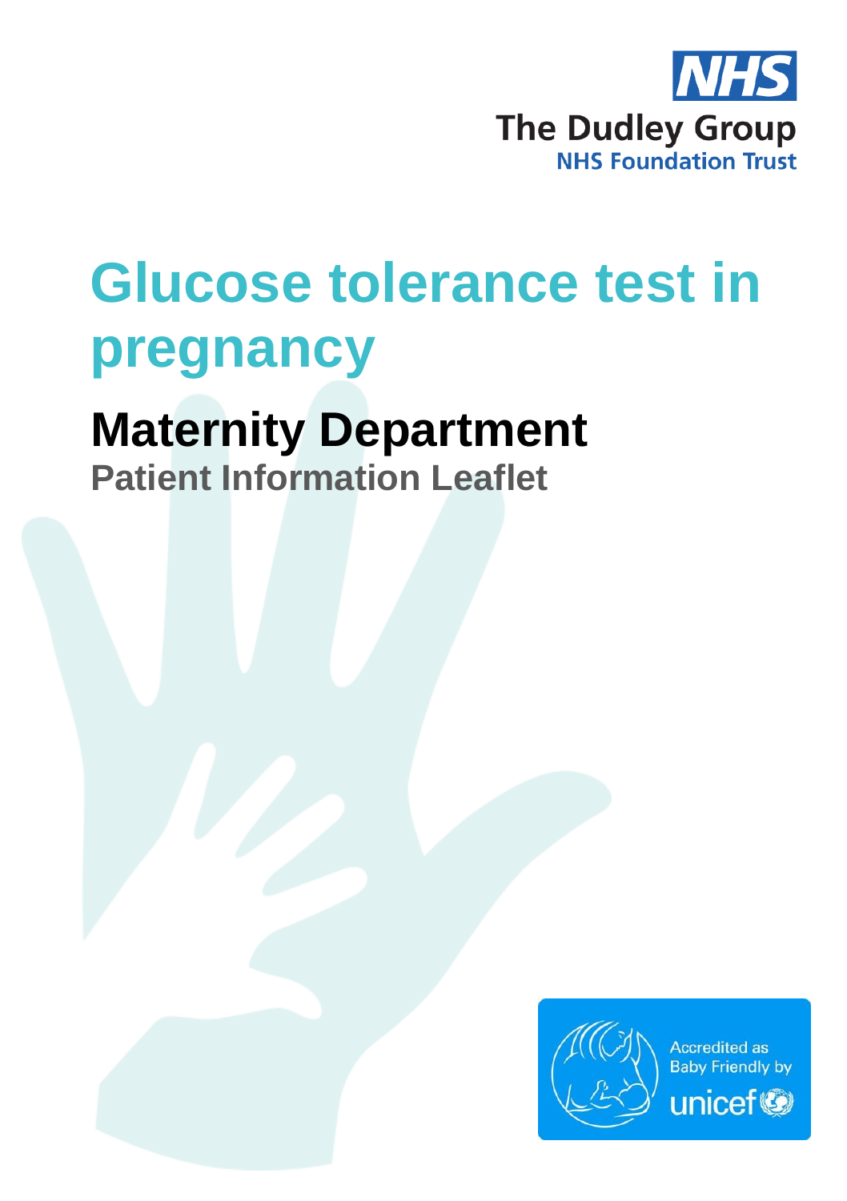NHS

The Dudley Group

NHS Foundation Trust

# Glucose tolerance test in pregnancy

## Maternity Department

### Patient Information Leaflet

Accredited as Baby Friendly by unicef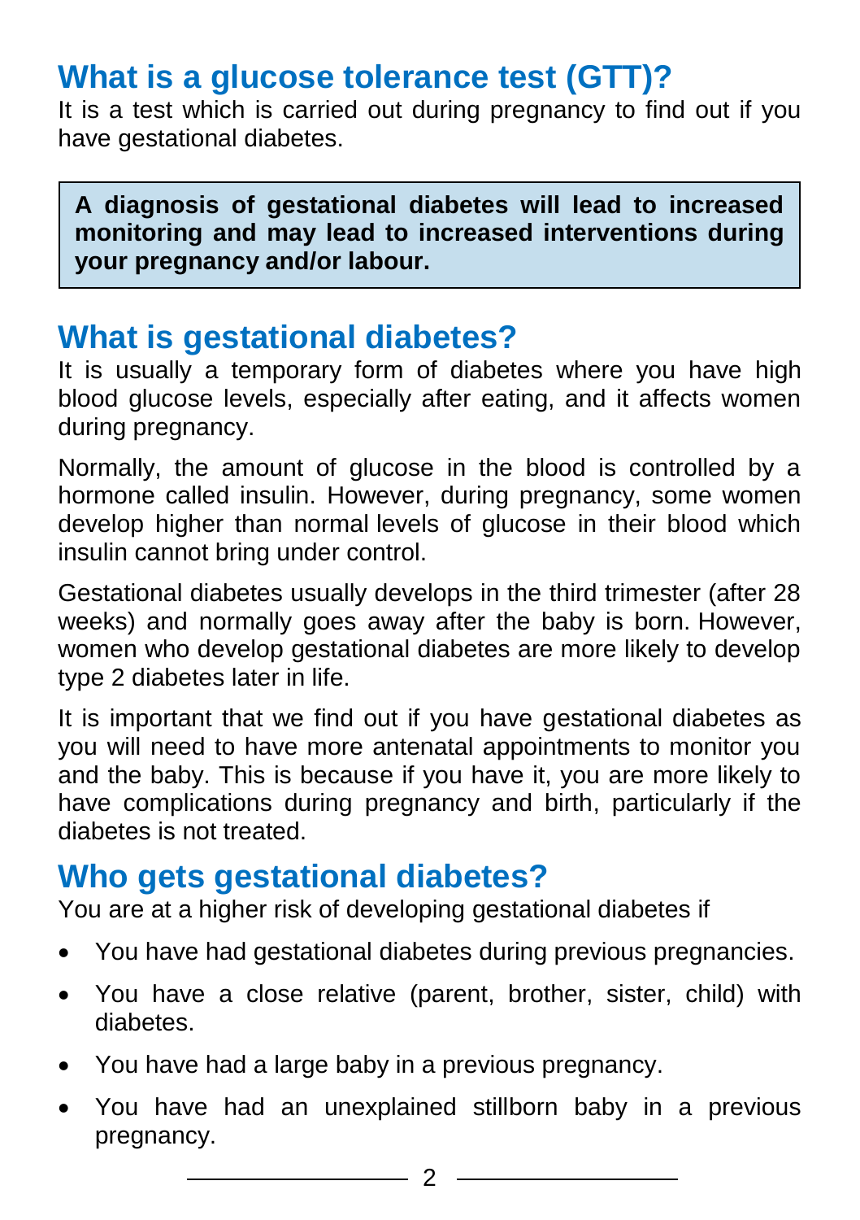## What is a glucose tolerance test (GTT)?

It is a test which is carried out during pregnancy to find out if you have gestational diabetes.

> **A diagnosis of gestational diabetes will lead to increased monitoring and may lead to increased interventions during your pregnancy and/or labour.**

## What is gestational diabetes?

It is usually a temporary form of diabetes where you have high blood glucose levels, especially after eating, and it affects women during pregnancy.

Normally, the amount of glucose in the blood is controlled by a hormone called insulin. However, during pregnancy, some women develop higher than normal levels of glucose in their blood which insulin cannot bring under control.

Gestational diabetes usually develops in the third trimester (after 28 weeks) and normally goes away after the baby is born. However, women who develop gestational diabetes are more likely to develop type 2 diabetes later in life.

It is important that we find out if you have gestational diabetes as you will need to have more antenatal appointments to monitor you and the baby. This is because if you have it, you are more likely to have complications during pregnancy and birth, particularly if the diabetes is not treated.

## Who gets gestational diabetes?

You are at a higher risk of developing gestational diabetes if

- You have had gestational diabetes during previous pregnancies.
- You have a close relative (parent, brother, sister, child) with diabetes.
- You have had a large baby in a previous pregnancy.
- You have had an unexplained stillborn baby in a previous pregnancy.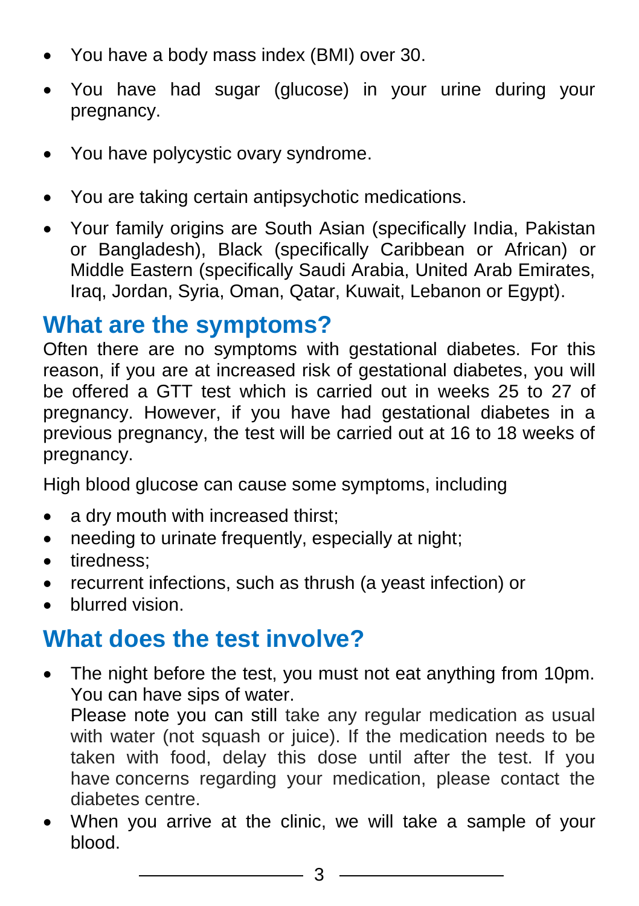- You have a body mass index (BMI) over 30.
- You have had sugar (glucose) in your urine during your pregnancy.
- You have polycystic ovary syndrome.
- You are taking certain antipsychotic medications.
- Your family origins are South Asian (specifically India, Pakistan or Bangladesh), Black (specifically Caribbean or African) or Middle Eastern (specifically Saudi Arabia, United Arab Emirates, Iraq, Jordan, Syria, Oman, Qatar, Kuwait, Lebanon or Egypt).

## What are the symptoms?

Often there are no symptoms with gestational diabetes. For this reason, if you are at increased risk of gestational diabetes, you will be offered a GTT test which is carried out in weeks 25 to 27 of pregnancy. However, if you have had gestational diabetes in a previous pregnancy, the test will be carried out at 16 to 18 weeks of pregnancy.

High blood glucose can cause some symptoms, including

- a dry mouth with increased thirst;
- needing to urinate frequently, especially at night;
- tiredness;
- recurrent infections, such as thrush (a yeast infection) or
- blurred vision.

## What does the test involve?

- The night before the test, you must not eat anything from 10pm. You can have sips of water.
  Please note you can still take any regular medication as usual with water (not squash or juice). If the medication needs to be taken with food, delay this dose until after the test. If you have concerns regarding your medication, please contact the diabetes centre.
- When you arrive at the clinic, we will take a sample of your blood.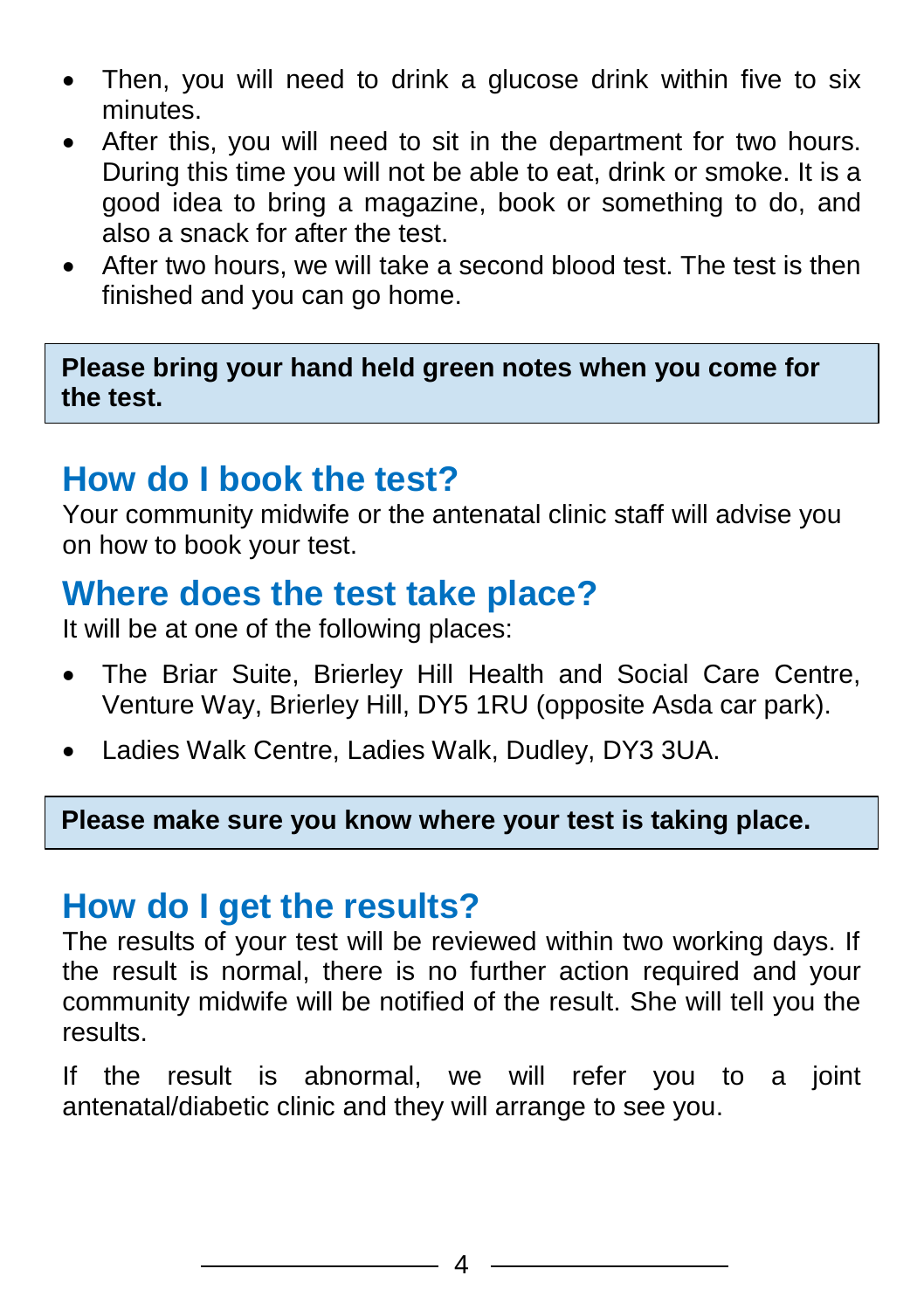- Then, you will need to drink a glucose drink within five to six minutes.
- After this, you will need to sit in the department for two hours. During this time you will not be able to eat, drink or smoke. It is a good idea to bring a magazine, book or something to do, and also a snack for after the test.
- After two hours, we will take a second blood test. The test is then finished and you can go home.

**Please bring your hand held green notes when you come for the test.**

## How do I book the test?

Your community midwife or the antenatal clinic staff will advise you on how to book your test.

## Where does the test take place?

It will be at one of the following places:

- The Briar Suite, Brierley Hill Health and Social Care Centre, Venture Way, Brierley Hill, DY5 1RU (opposite Asda car park).
- Ladies Walk Centre, Ladies Walk, Dudley, DY3 3UA.

**Please make sure you know where your test is taking place.**

## How do I get the results?

The results of your test will be reviewed within two working days. If the result is normal, there is no further action required and your community midwife will be notified of the result. She will tell you the results.

If the result is abnormal, we will refer you to a joint antenatal/diabetic clinic and they will arrange to see you.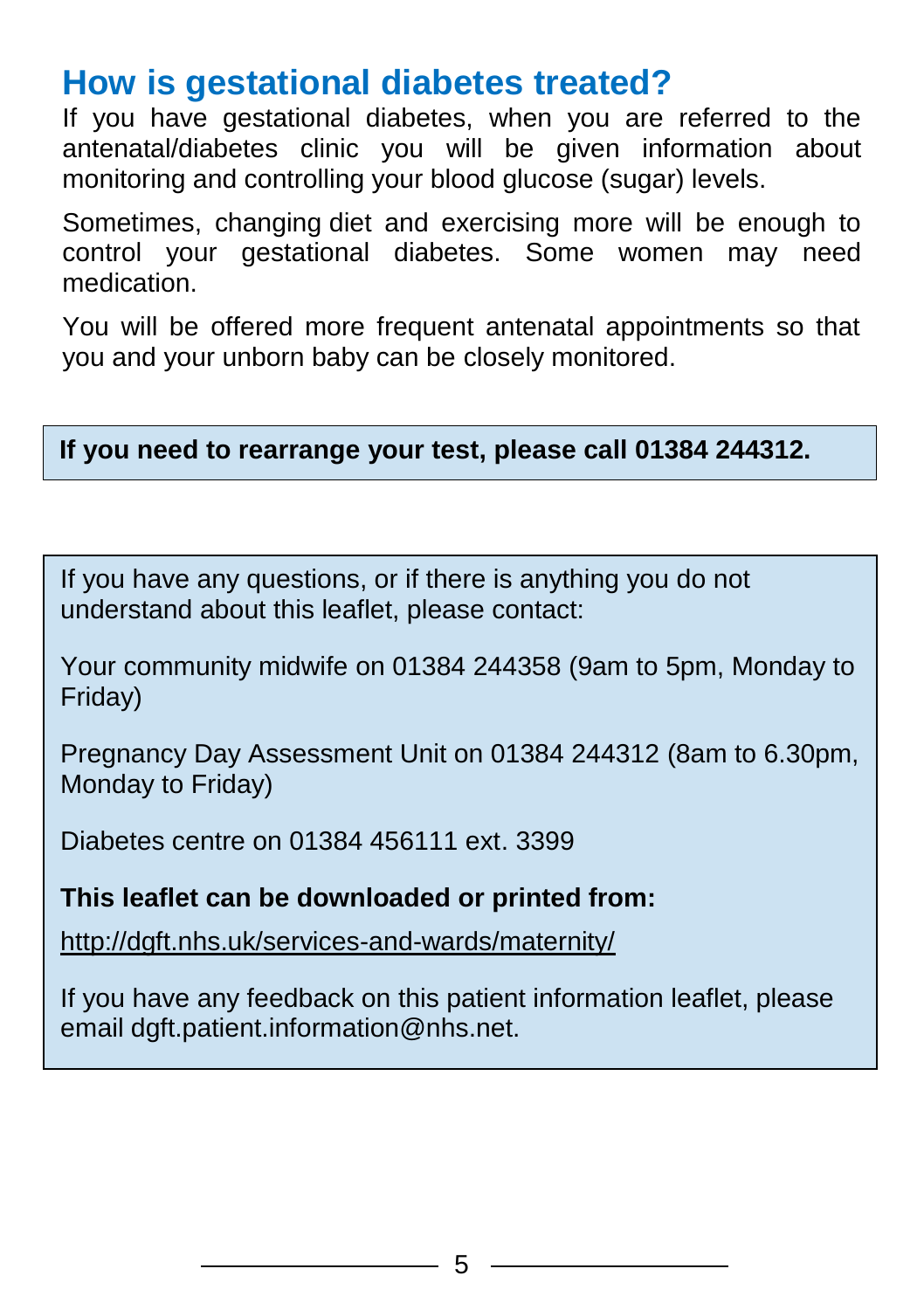## How is gestational diabetes treated?

If you have gestational diabetes, when you are referred to the antenatal/diabetes clinic you will be given information about monitoring and controlling your blood glucose (sugar) levels.

Sometimes, changing diet and exercising more will be enough to control your gestational diabetes. Some women may need medication.

You will be offered more frequent antenatal appointments so that you and your unborn baby can be closely monitored.

**If you need to rearrange your test, please call 01384 244312.**

If you have any questions, or if there is anything you do not understand about this leaflet, please contact:

Your community midwife on 01384 244358 (9am to 5pm, Monday to Friday)

Pregnancy Day Assessment Unit on 01384 244312 (8am to 6.30pm, Monday to Friday)

Diabetes centre on 01384 456111 ext. 3399

**This leaflet can be downloaded or printed from:**

http://dgft.nhs.uk/services-and-wards/maternity/

If you have any feedback on this patient information leaflet, please email dgft.patient.information@nhs.net.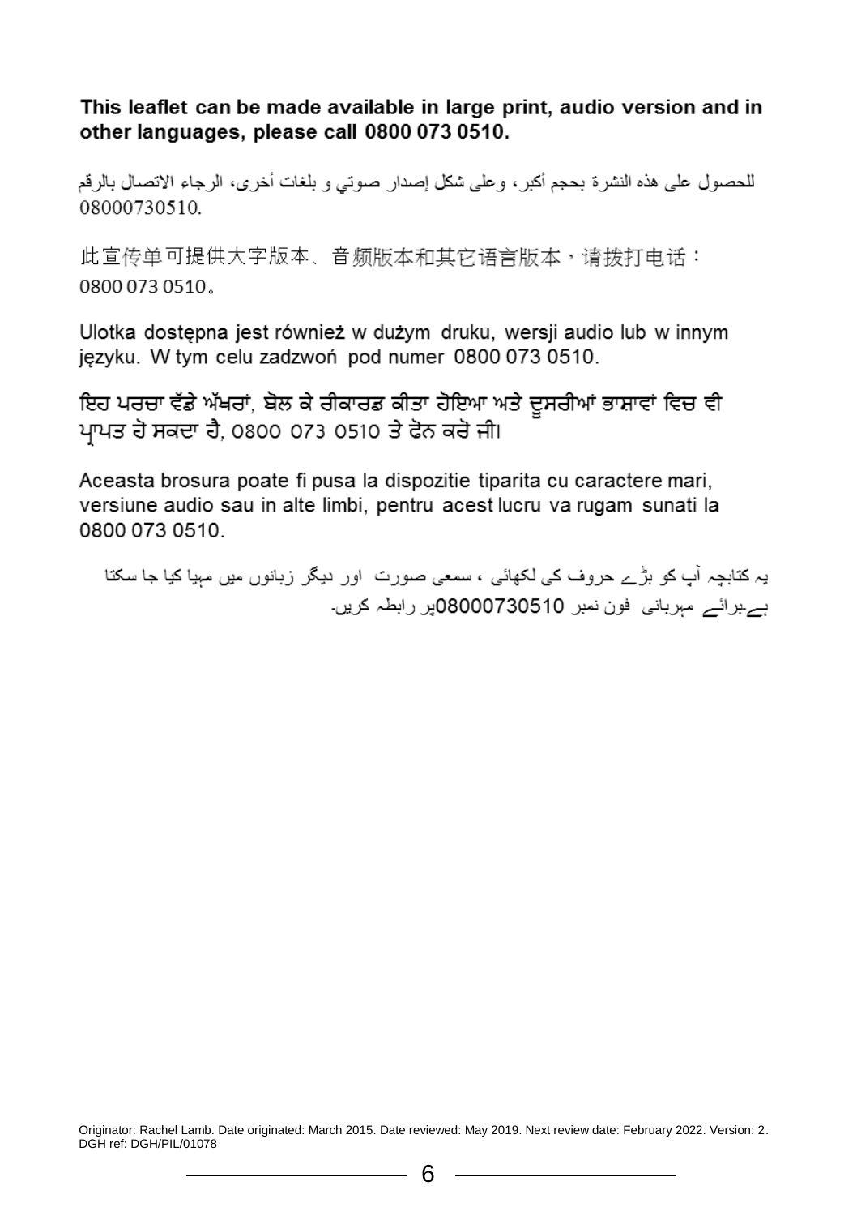**This leaflet can be made available in large print, audio version and in other languages, please call 0800 073 0510.**

للحصول على هذه النشرة بحجم أكبر، وعلى شكل إصدار صوتي و بلغات أخرى، الرجاء الاتصال بالرقم 08000730510.

此宣传单可提供大字版本、音频版本和其它语言版本，请拨打电话：0800 073 0510。

Ulotka dostępna jest również w dużym druku, wersji audio lub w innym języku. W tym celu zadzwoń pod numer 0800 073 0510.

ਇਹ ਪਰਚਾ ਵੱਡੇ ਅੱਖਰਾਂ, ਬੋਲ ਕੇ ਰੀਕਾਰਡ ਕੀਤਾ ਹੋਇਆ ਅਤੇ ਦੂਸਰੀਆਂ ਭਾਸ਼ਾਵਾਂ ਵਿਚ ਵੀ ਪ੍ਰਾਪਤ ਹੋ ਸਕਦਾ ਹੈ, 0800 073 0510 ਤੇ ਫੋਨ ਕਰੋ ਜੀ।

Aceasta brosura poate fi pusa la dispozitie tiparita cu caractere mari, versiune audio sau in alte limbi, pentru acest lucru va rugam sunati la 0800 073 0510.

یہ کتابچہ آپ کو بڑے حروف کی لکھائی ، سمعی صورت اور دیگر زبانوں میں مہیا کیا جا سکتا ہے۔برائے مہربانی فون نمبر 08000730510پر رابطہ کریں۔

Originator: Rachel Lamb. Date originated: March 2015. Date reviewed: May 2019. Next review date: February 2022. Version: 2. DGH ref: DGH/PIL/01078